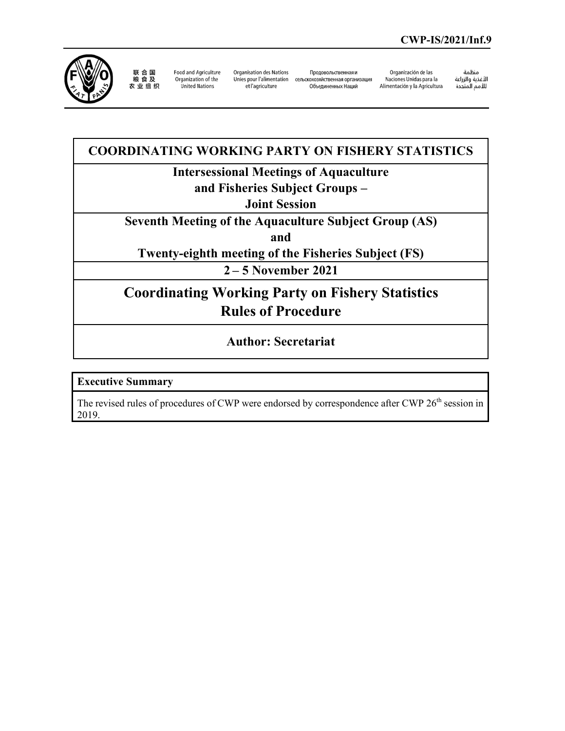**CWP-IS/2021/Inf.9**

联合国粮食及农业组织 | Food and Agriculture Organization of the United Nations | Organisation des Nations Unies pour l'alimentation et l'agriculture | Продовольственная и сельскохозяйственная организация Объединенных Наций | Organización de las Naciones Unidas para la Alimentación y la Agricultura | منظمة الأغذية والزراعة للأمم المتحدة

# COORDINATING WORKING PARTY ON FISHERY STATISTICS

## Intersessional Meetings of Aquaculture and Fisheries Subject Groups – Joint Session

## Seventh Meeting of the Aquaculture Subject Group (AS) and Twenty-eighth meeting of the Fisheries Subject (FS)

## 2 – 5 November 2021

# Coordinating Working Party on Fishery Statistics Rules of Procedure

## Author: Secretariat

**Executive Summary**

The revised rules of procedures of CWP were endorsed by correspondence after CWP 26th session in 2019.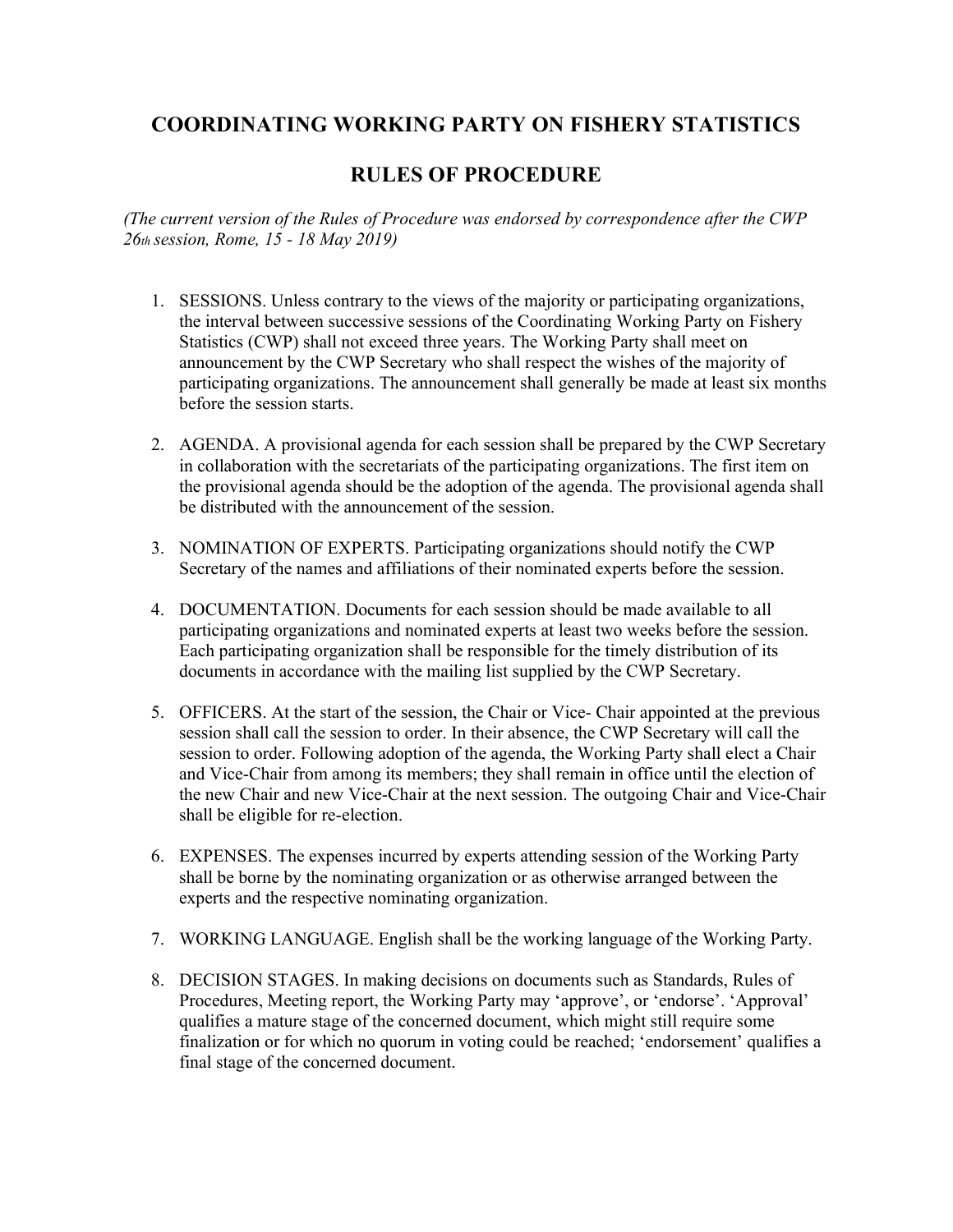# COORDINATING WORKING PARTY ON FISHERY STATISTICS

# RULES OF PROCEDURE

*(The current version of the Rules of Procedure was endorsed by correspondence after the CWP 26th session, Rome, 15 - 18 May 2019)*

1. SESSIONS. Unless contrary to the views of the majority or participating organizations, the interval between successive sessions of the Coordinating Working Party on Fishery Statistics (CWP) shall not exceed three years. The Working Party shall meet on announcement by the CWP Secretary who shall respect the wishes of the majority of participating organizations. The announcement shall generally be made at least six months before the session starts.

2. AGENDA. A provisional agenda for each session shall be prepared by the CWP Secretary in collaboration with the secretariats of the participating organizations. The first item on the provisional agenda should be the adoption of the agenda. The provisional agenda shall be distributed with the announcement of the session.

3. NOMINATION OF EXPERTS. Participating organizations should notify the CWP Secretary of the names and affiliations of their nominated experts before the session.

4. DOCUMENTATION. Documents for each session should be made available to all participating organizations and nominated experts at least two weeks before the session. Each participating organization shall be responsible for the timely distribution of its documents in accordance with the mailing list supplied by the CWP Secretary.

5. OFFICERS. At the start of the session, the Chair or Vice- Chair appointed at the previous session shall call the session to order. In their absence, the CWP Secretary will call the session to order. Following adoption of the agenda, the Working Party shall elect a Chair and Vice-Chair from among its members; they shall remain in office until the election of the new Chair and new Vice-Chair at the next session. The outgoing Chair and Vice-Chair shall be eligible for re-election.

6. EXPENSES. The expenses incurred by experts attending session of the Working Party shall be borne by the nominating organization or as otherwise arranged between the experts and the respective nominating organization.

7. WORKING LANGUAGE. English shall be the working language of the Working Party.

8. DECISION STAGES. In making decisions on documents such as Standards, Rules of Procedures, Meeting report, the Working Party may 'approve', or 'endorse'. 'Approval' qualifies a mature stage of the concerned document, which might still require some finalization or for which no quorum in voting could be reached; 'endorsement' qualifies a final stage of the concerned document.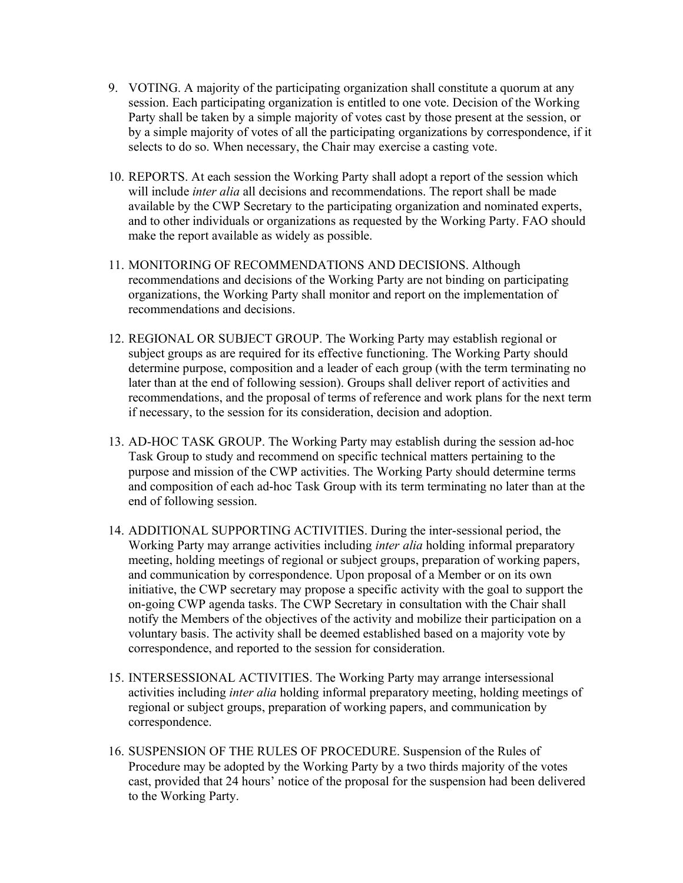9. VOTING. A majority of the participating organization shall constitute a quorum at any session. Each participating organization is entitled to one vote. Decision of the Working Party shall be taken by a simple majority of votes cast by those present at the session, or by a simple majority of votes of all the participating organizations by correspondence, if it selects to do so. When necessary, the Chair may exercise a casting vote.

10. REPORTS. At each session the Working Party shall adopt a report of the session which will include *inter alia* all decisions and recommendations. The report shall be made available by the CWP Secretary to the participating organization and nominated experts, and to other individuals or organizations as requested by the Working Party. FAO should make the report available as widely as possible.

11. MONITORING OF RECOMMENDATIONS AND DECISIONS. Although recommendations and decisions of the Working Party are not binding on participating organizations, the Working Party shall monitor and report on the implementation of recommendations and decisions.

12. REGIONAL OR SUBJECT GROUP. The Working Party may establish regional or subject groups as are required for its effective functioning. The Working Party should determine purpose, composition and a leader of each group (with the term terminating no later than at the end of following session). Groups shall deliver report of activities and recommendations, and the proposal of terms of reference and work plans for the next term if necessary, to the session for its consideration, decision and adoption.

13. AD-HOC TASK GROUP. The Working Party may establish during the session ad-hoc Task Group to study and recommend on specific technical matters pertaining to the purpose and mission of the CWP activities. The Working Party should determine terms and composition of each ad-hoc Task Group with its term terminating no later than at the end of following session.

14. ADDITIONAL SUPPORTING ACTIVITIES. During the inter-sessional period, the Working Party may arrange activities including *inter alia* holding informal preparatory meeting, holding meetings of regional or subject groups, preparation of working papers, and communication by correspondence. Upon proposal of a Member or on its own initiative, the CWP secretary may propose a specific activity with the goal to support the on-going CWP agenda tasks. The CWP Secretary in consultation with the Chair shall notify the Members of the objectives of the activity and mobilize their participation on a voluntary basis. The activity shall be deemed established based on a majority vote by correspondence, and reported to the session for consideration.

15. INTERSESSIONAL ACTIVITIES. The Working Party may arrange intersessional activities including *inter alia* holding informal preparatory meeting, holding meetings of regional or subject groups, preparation of working papers, and communication by correspondence.

16. SUSPENSION OF THE RULES OF PROCEDURE. Suspension of the Rules of Procedure may be adopted by the Working Party by a two thirds majority of the votes cast, provided that 24 hours' notice of the proposal for the suspension had been delivered to the Working Party.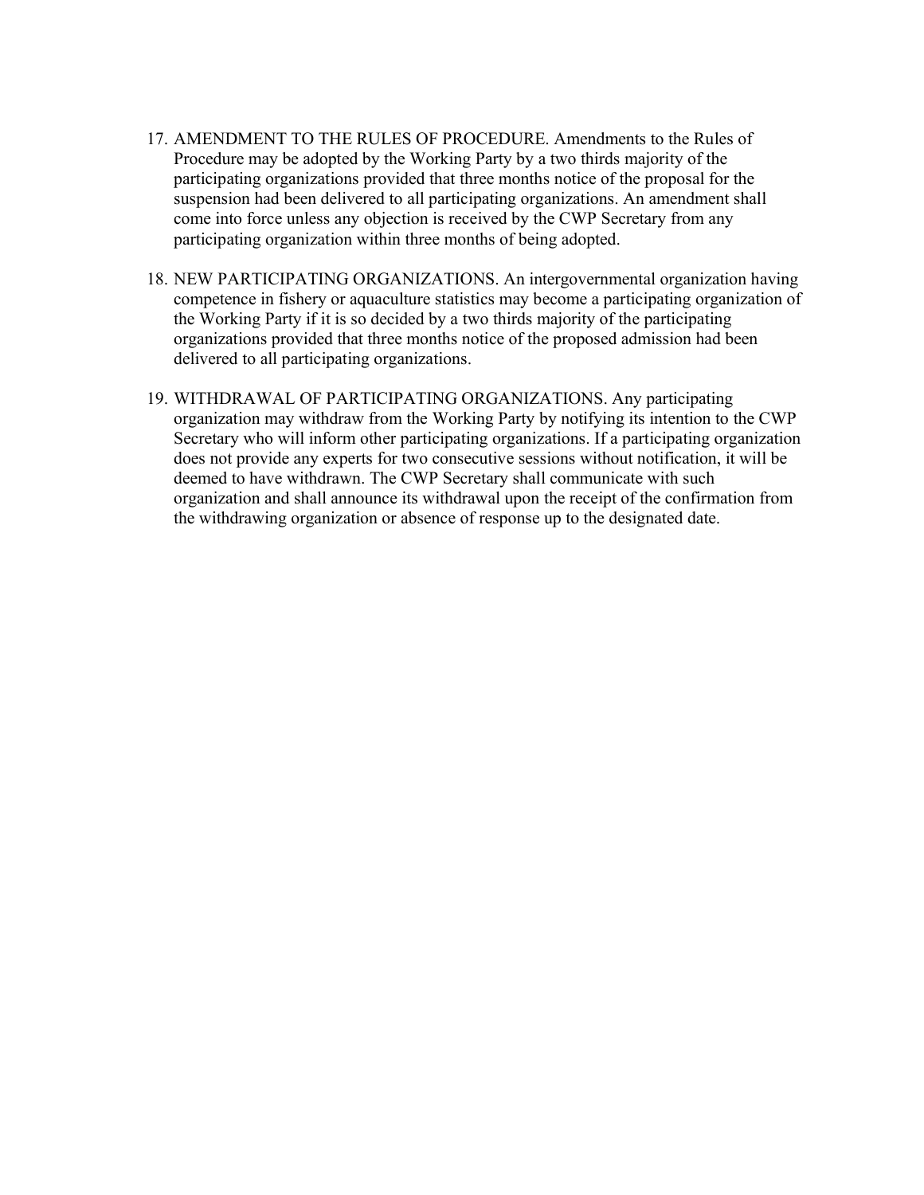17. AMENDMENT TO THE RULES OF PROCEDURE. Amendments to the Rules of Procedure may be adopted by the Working Party by a two thirds majority of the participating organizations provided that three months notice of the proposal for the suspension had been delivered to all participating organizations. An amendment shall come into force unless any objection is received by the CWP Secretary from any participating organization within three months of being adopted.

18. NEW PARTICIPATING ORGANIZATIONS. An intergovernmental organization having competence in fishery or aquaculture statistics may become a participating organization of the Working Party if it is so decided by a two thirds majority of the participating organizations provided that three months notice of the proposed admission had been delivered to all participating organizations.

19. WITHDRAWAL OF PARTICIPATING ORGANIZATIONS. Any participating organization may withdraw from the Working Party by notifying its intention to the CWP Secretary who will inform other participating organizations. If a participating organization does not provide any experts for two consecutive sessions without notification, it will be deemed to have withdrawn. The CWP Secretary shall communicate with such organization and shall announce its withdrawal upon the receipt of the confirmation from the withdrawing organization or absence of response up to the designated date.